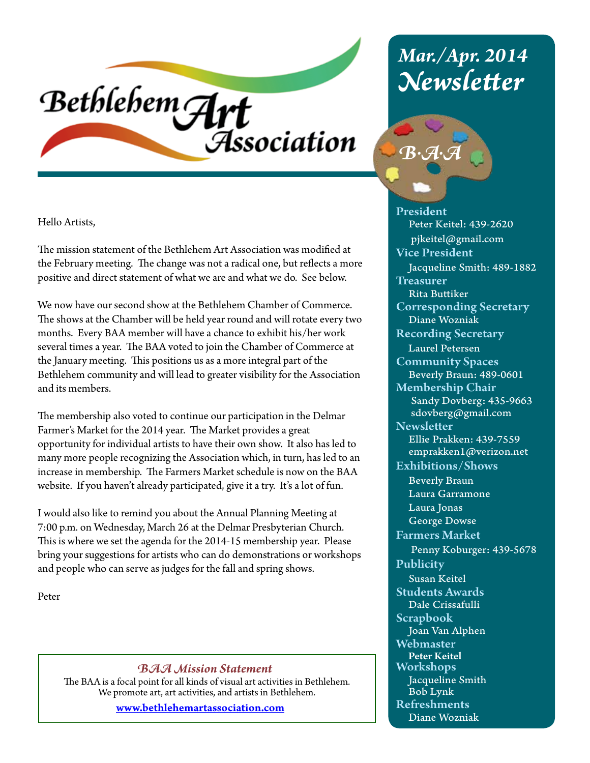# Bethlehem Art Association

## Mar./Apr. 2014 Newsletter

B·A·A

Hello Artists,

The mission statement of the Bethlehem Art Association was modified at the February meeting. The change was not a radical one, but reflects a more positive and direct statement of what we are and what we do. See below.

We now have our second show at the Bethlehem Chamber of Commerce. The shows at the Chamber will be held year round and will rotate every two months. Every BAA member will have a chance to exhibit his/her work several times a year. The BAA voted to join the Chamber of Commerce at the January meeting. This positions us as a more integral part of the Bethlehem community and will lead to greater visibility for the Association and its members.

The membership also voted to continue our participation in the Delmar Farmer's Market for the 2014 year. The Market provides a great opportunity for individual artists to have their own show. It also has led to many more people recognizing the Association which, in turn, has led to an increase in membership. The Farmers Market schedule is now on the BAA website. If you haven't already participated, give it a try. It's a lot of fun.

I would also like to remind you about the Annual Planning Meeting at 7:00 p.m. on Wednesday, March 26 at the Delmar Presbyterian Church. This is where we set the agenda for the 2014-15 membership year. Please bring your suggestions for artists who can do demonstrations or workshops and people who can serve as judges for the fall and spring shows.

Peter

### *BAA Mission Statement*

The BAA is a focal point for all kinds of visual art activities in Bethlehem.
We promote art, art activities, and artists in Bethlehem.

**www.bethlehemartassociation.com**

**President**
Peter Keitel: 439-2620
pjkeitel@gmail.com

**Vice President**
Jacqueline Smith: 489-1882

**Treasurer**
Rita Buttiker

**Corresponding Secretary**
Diane Wozniak

**Recording Secretary**
Laurel Petersen

**Community Spaces**
Beverly Braun: 489-0601

**Membership Chair**
Sandy Dovberg: 435-9663
sdovberg@gmail.com

**Newsletter**
Ellie Prakken: 439-7559
emprakken1@verizon.net

**Exhibitions/Shows**
Beverly Braun
Laura Garramone
Laura Jonas
George Dowse

**Farmers Market**
Penny Koburger: 439-5678

**Publicity**
Susan Keitel

**Students Awards**
Dale Crissafulli

**Scrapbook**
Joan Van Alphen

**Webmaster**
Peter Keitel

**Workshops**
Jacqueline Smith
Bob Lynk

**Refreshments**
Diane Wozniak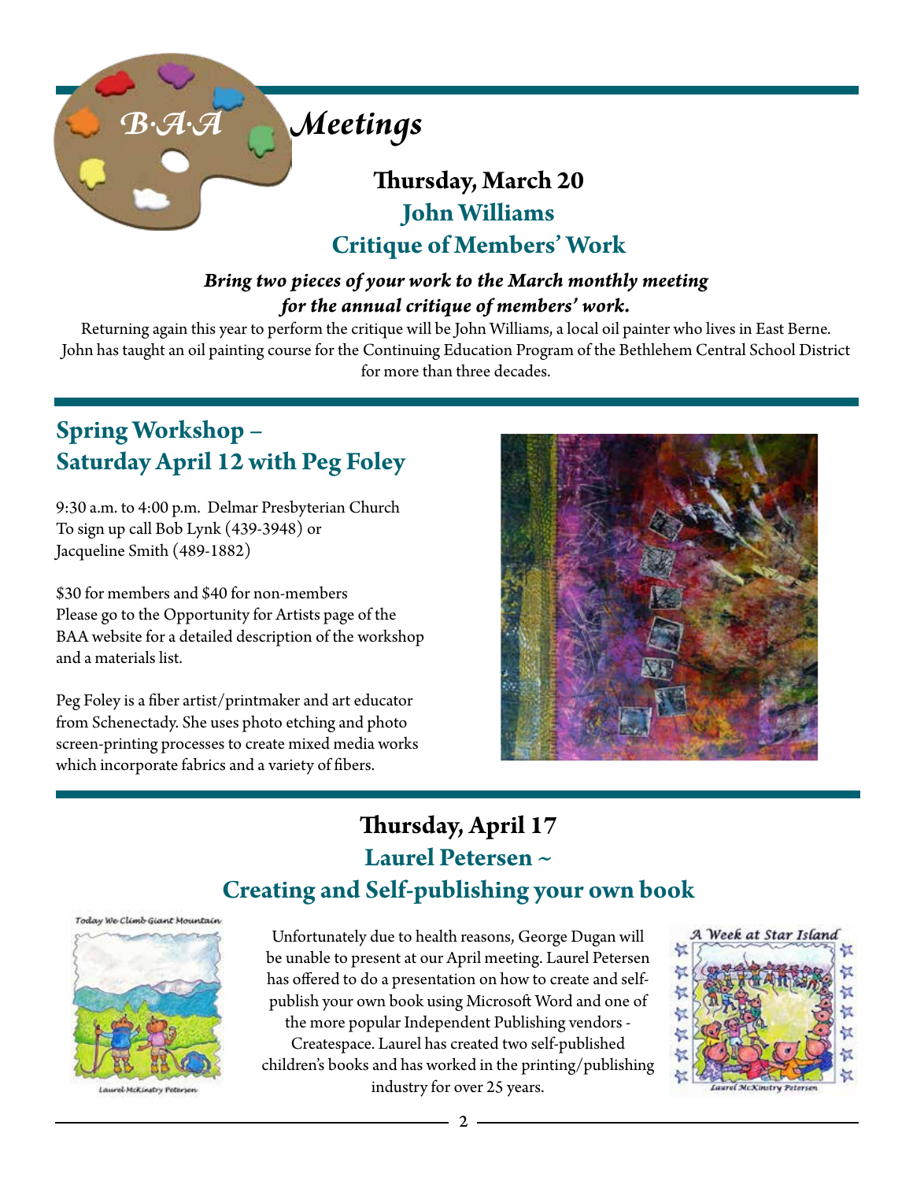# B·A·A Meetings

## Thursday, March 20
## John Williams
## Critique of Members' Work

***Bring two pieces of your work to the March monthly meeting for the annual critique of members' work.***

Returning again this year to perform the critique will be John Williams, a local oil painter who lives in East Berne. John has taught an oil painting course for the Continuing Education Program of the Bethlehem Central School District for more than three decades.

## Spring Workshop – Saturday April 12 with Peg Foley

9:30 a.m. to 4:00 p.m. Delmar Presbyterian Church
To sign up call Bob Lynk (439-3948) or
Jacqueline Smith (489-1882)

$30 for members and $40 for non-members
Please go to the Opportunity for Artists page of the BAA website for a detailed description of the workshop and a materials list.

Peg Foley is a fiber artist/printmaker and art educator from Schenectady. She uses photo etching and photo screen-printing processes to create mixed media works which incorporate fabrics and a variety of fibers.

## Thursday, April 17
## Laurel Petersen ~
## Creating and Self-publishing your own book

Unfortunately due to health reasons, George Dugan will be unable to present at our April meeting. Laurel Petersen has offered to do a presentation on how to create and self-publish your own book using Microsoft Word and one of the more popular Independent Publishing vendors - Createspace. Laurel has created two self-published children's books and has worked in the printing/publishing industry for over 25 years.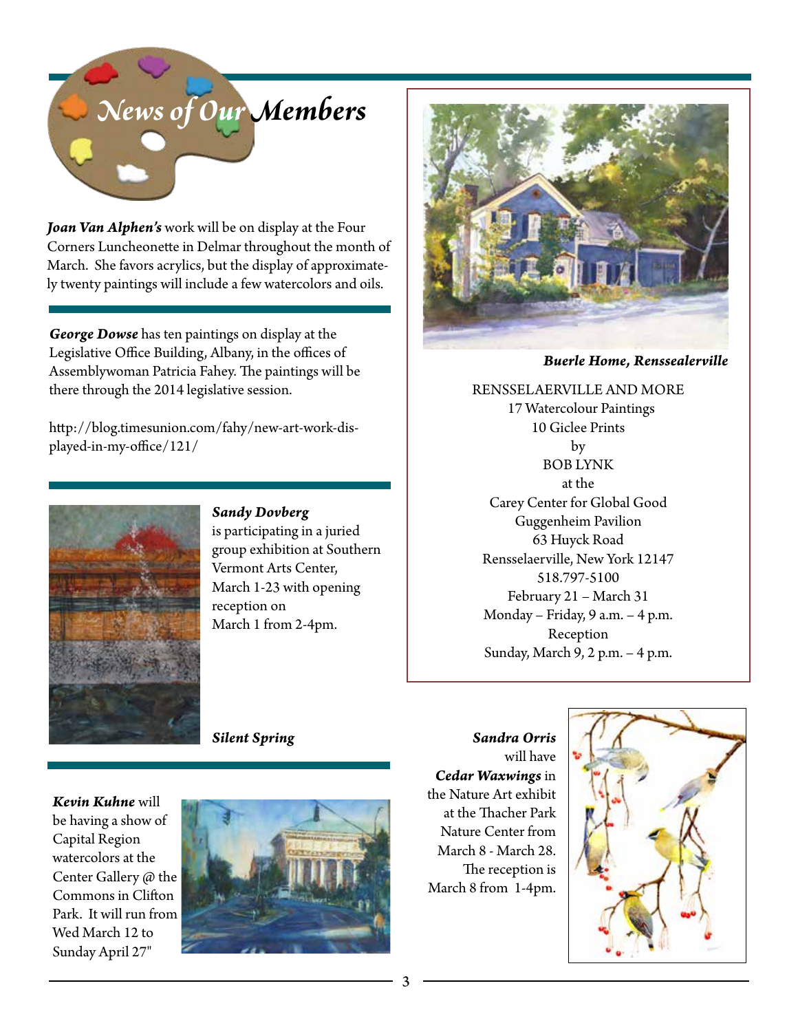# News of Our Members

***Joan Van Alphen's*** work will be on display at the Four Corners Luncheonette in Delmar throughout the month of March. She favors acrylics, but the display of approximately twenty paintings will include a few watercolors and oils.

***George Dowse*** has ten paintings on display at the Legislative Office Building, Albany, in the offices of Assemblywoman Patricia Fahey. The paintings will be there through the 2014 legislative session.

http://blog.timesunion.com/fahy/new-art-work-displayed-in-my-office/121/

***Sandy Dovberg*** is participating in a juried group exhibition at Southern Vermont Arts Center, March 1-23 with opening reception on March 1 from 2-4pm.

***Silent Spring***

***Kevin Kuhne*** will be having a show of Capital Region watercolors at the Center Gallery @ the Commons in Clifton Park. It will run from Wed March 12 to Sunday April 27"

***Buerle Home, Rensselaerville***

RENSSELAERVILLE AND MORE
17 Watercolour Paintings
10 Giclee Prints
by
BOB LYNK
at the
Carey Center for Global Good
Guggenheim Pavilion
63 Huyck Road
Rensselaerville, New York 12147
518.797-5100
February 21 – March 31
Monday – Friday, 9 a.m. – 4 p.m.
Reception
Sunday, March 9, 2 p.m. – 4 p.m.

***Sandra Orris*** will have ***Cedar Waxwings*** in the Nature Art exhibit at the Thacher Park Nature Center from March 8 - March 28. The reception is March 8 from 1-4pm.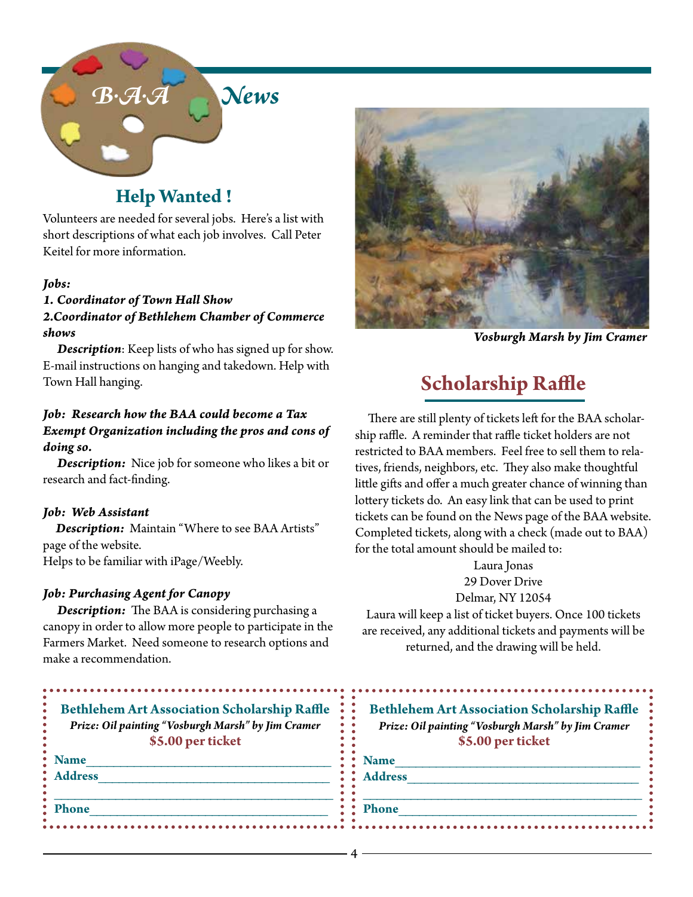# B·A·A News

## Help Wanted !

Volunteers are needed for several jobs. Here's a list with short descriptions of what each job involves. Call Peter Keitel for more information.

***Jobs:***

***1. Coordinator of Town Hall Show***
***2.Coordinator of Bethlehem Chamber of Commerce shows***

***Description***: Keep lists of who has signed up for show. E-mail instructions on hanging and takedown. Help with Town Hall hanging.

***Job: Research how the BAA could become a Tax Exempt Organization including the pros and cons of doing so.***

***Description:*** Nice job for someone who likes a bit or research and fact-finding.

***Job: Web Assistant***

***Description:*** Maintain "Where to see BAA Artists" page of the website.
Helps to be familiar with iPage/Weebly.

***Job: Purchasing Agent for Canopy***

***Description:*** The BAA is considering purchasing a canopy in order to allow more people to participate in the Farmers Market. Need someone to research options and make a recommendation.

***Vosburgh Marsh by Jim Cramer***

## Scholarship Raffle

There are still plenty of tickets left for the BAA scholarship raffle. A reminder that raffle ticket holders are not restricted to BAA members. Feel free to sell them to relatives, friends, neighbors, etc. They also make thoughtful little gifts and offer a much greater chance of winning than lottery tickets do. An easy link that can be used to print tickets can be found on the News page of the BAA website. Completed tickets, along with a check (made out to BAA) for the total amount should be mailed to:

Laura Jonas
29 Dover Drive
Delmar, NY 12054

Laura will keep a list of ticket buyers. Once 100 tickets are received, any additional tickets and payments will be returned, and the drawing will be held.

---

**Bethlehem Art Association Scholarship Raffle**
***Prize: Oil painting "Vosburgh Marsh" by Jim Cramer***
**$5.00 per ticket**

**Name**\_\_\_\_\_\_\_\_\_\_\_\_\_\_\_\_\_\_\_\_\_\_\_\_\_\_\_\_\_\_\_\_
**Address**\_\_\_\_\_\_\_\_\_\_\_\_\_\_\_\_\_\_\_\_\_\_\_\_\_\_\_\_\_\_
\_\_\_\_\_\_\_\_\_\_\_\_\_\_\_\_\_\_\_\_\_\_\_\_\_\_\_\_\_\_\_\_\_\_\_\_
**Phone**\_\_\_\_\_\_\_\_\_\_\_\_\_\_\_\_\_\_\_\_\_\_\_\_\_\_\_\_\_\_\_

---

**Bethlehem Art Association Scholarship Raffle**
***Prize: Oil painting "Vosburgh Marsh" by Jim Cramer***
**$5.00 per ticket**

**Name**\_\_\_\_\_\_\_\_\_\_\_\_\_\_\_\_\_\_\_\_\_\_\_\_\_\_\_\_\_\_\_\_
**Address**\_\_\_\_\_\_\_\_\_\_\_\_\_\_\_\_\_\_\_\_\_\_\_\_\_\_\_\_\_\_
\_\_\_\_\_\_\_\_\_\_\_\_\_\_\_\_\_\_\_\_\_\_\_\_\_\_\_\_\_\_\_\_\_\_\_\_
**Phone**\_\_\_\_\_\_\_\_\_\_\_\_\_\_\_\_\_\_\_\_\_\_\_\_\_\_\_\_\_\_\_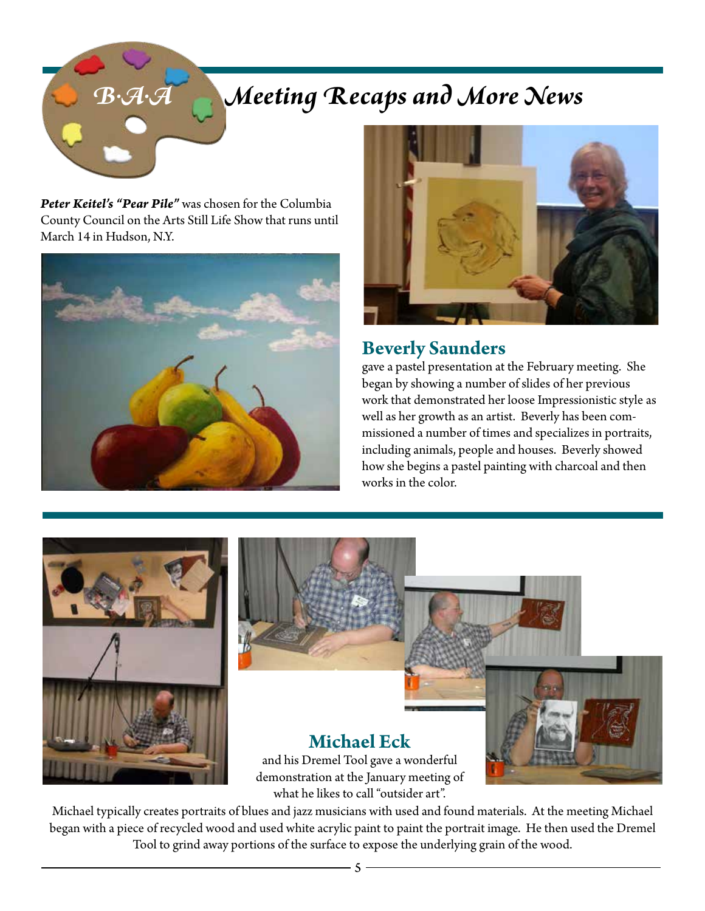# B·A·A Meeting Recaps and More News

***Peter Keitel's "Pear Pile"*** was chosen for the Columbia County Council on the Arts Still Life Show that runs until March 14 in Hudson, N.Y.

## Beverly Saunders

gave a pastel presentation at the February meeting. She began by showing a number of slides of her previous work that demonstrated her loose Impressionistic style as well as her growth as an artist. Beverly has been commissioned a number of times and specializes in portraits, including animals, people and houses. Beverly showed how she begins a pastel painting with charcoal and then works in the color.

## Michael Eck

and his Dremel Tool gave a wonderful demonstration at the January meeting of what he likes to call "outsider art".

Michael typically creates portraits of blues and jazz musicians with used and found materials. At the meeting Michael began with a piece of recycled wood and used white acrylic paint to paint the portrait image. He then used the Dremel Tool to grind away portions of the surface to expose the underlying grain of the wood.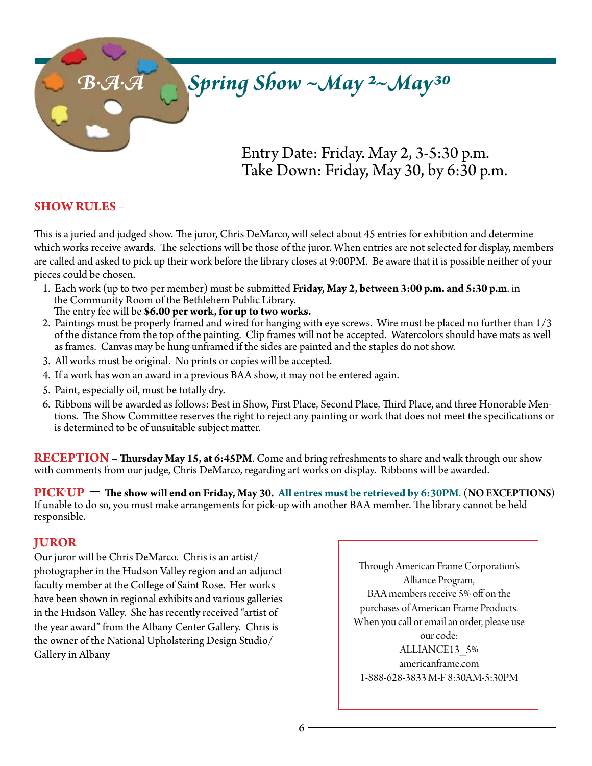# B·A·A Spring Show ~May 2~May 30

Entry Date: Friday. May 2, 3-5:30 p.m.
Take Down: Friday, May 30, by 6:30 p.m.

## SHOW RULES –

This is a juried and judged show. The juror, Chris DeMarco, will select about 45 entries for exhibition and determine which works receive awards. The selections will be those of the juror. When entries are not selected for display, members are called and asked to pick up their work before the library closes at 9:00PM. Be aware that it is possible neither of your pieces could be chosen.

1. Each work (up to two per member) must be submitted **Friday, May 2, between 3:00 p.m. and 5:30 p.m**. in the Community Room of the Bethlehem Public Library.
   The entry fee will be **$6.00 per work, for up to two works.**
2. Paintings must be properly framed and wired for hanging with eye screws. Wire must be placed no further than 1/3 of the distance from the top of the painting. Clip frames will not be accepted. Watercolors should have mats as well as frames. Canvas may be hung unframed if the sides are painted and the staples do not show.
3. All works must be original. No prints or copies will be accepted.
4. If a work has won an award in a previous BAA show, it may not be entered again.
5. Paint, especially oil, must be totally dry.
6. Ribbons will be awarded as follows: Best in Show, First Place, Second Place, Third Place, and three Honorable Mentions. The Show Committee reserves the right to reject any painting or work that does not meet the specifications or is determined to be of unsuitable subject matter.

**RECEPTION** – **Thursday May 15, at 6:45PM**. Come and bring refreshments to share and walk through our show with comments from our judge, Chris DeMarco, regarding art works on display. Ribbons will be awarded.

**PICK-UP** — **The show will end on Friday, May 30. All entres must be retrieved by 6:30PM**. (**NO EXCEPTIONS**) If unable to do so, you must make arrangements for pick-up with another BAA member. The library cannot be held responsible.

## JUROR

Our juror will be Chris DeMarco. Chris is an artist/photographer in the Hudson Valley region and an adjunct faculty member at the College of Saint Rose. Her works have been shown in regional exhibits and various galleries in the Hudson Valley. She has recently received "artist of the year award" from the Albany Center Gallery. Chris is the owner of the National Upholstering Design Studio/Gallery in Albany

Through American Frame Corporation's Alliance Program,
BAA members receive 5% off on the purchases of American Frame Products.
When you call or email an order, please use our code:
ALLIANCE13_5%
americanframe.com
1-888-628-3833 M-F 8:30AM-5:30PM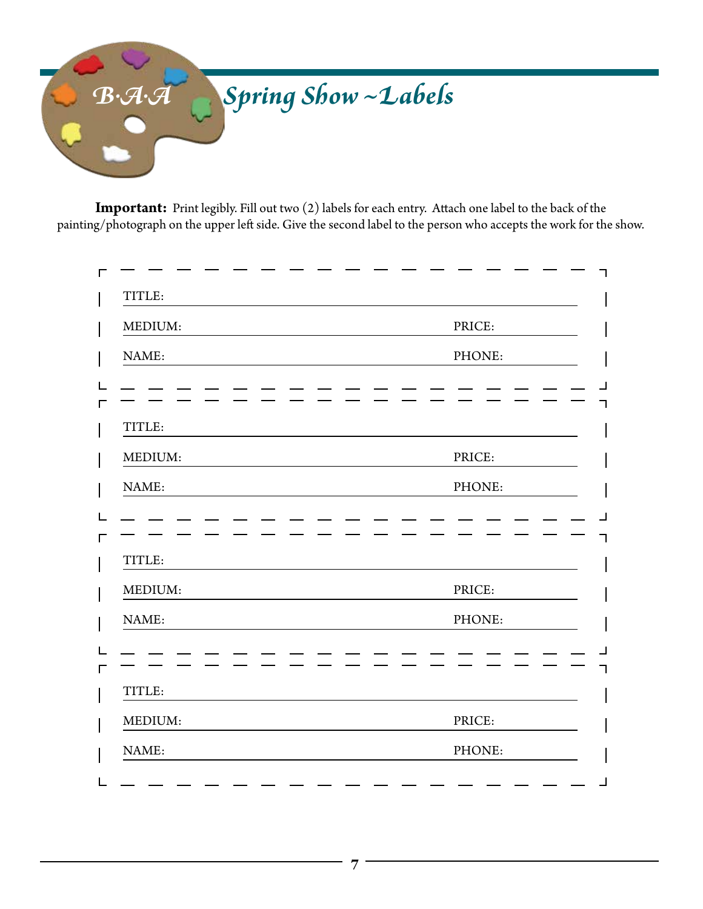# B·A·A Spring Show ~Labels

**Important:** Print legibly. Fill out two (2) labels for each entry. Attach one label to the back of the painting/photograph on the upper left side. Give the second label to the person who accepts the work for the show.

TITLE: ______________________________________________

MEDIUM: ______________________________ PRICE: __________

NAME: ________________________________ PHONE: __________

---

TITLE: ______________________________________________

MEDIUM: ______________________________ PRICE: __________

NAME: ________________________________ PHONE: __________

---

TITLE: ______________________________________________

MEDIUM: ______________________________ PRICE: __________

NAME: ________________________________ PHONE: __________

---

TITLE: ______________________________________________

MEDIUM: ______________________________ PRICE: __________

NAME: ________________________________ PHONE: __________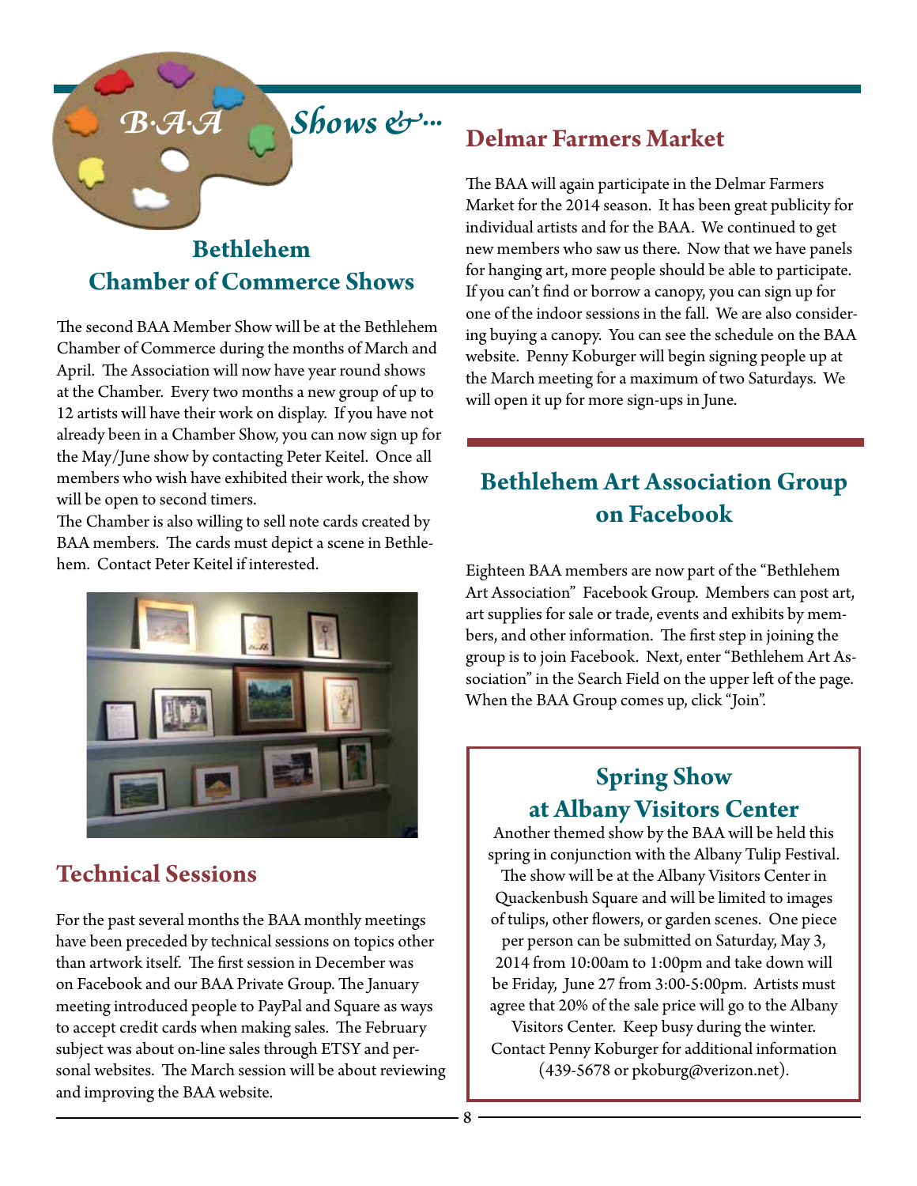# B·A·A Shows &...

## Bethlehem Chamber of Commerce Shows

The second BAA Member Show will be at the Bethlehem Chamber of Commerce during the months of March and April. The Association will now have year round shows at the Chamber. Every two months a new group of up to 12 artists will have their work on display. If you have not already been in a Chamber Show, you can now sign up for the May/June show by contacting Peter Keitel. Once all members who wish have exhibited their work, the show will be open to second timers.

The Chamber is also willing to sell note cards created by BAA members. The cards must depict a scene in Bethlehem. Contact Peter Keitel if interested.

## Technical Sessions

For the past several months the BAA monthly meetings have been preceded by technical sessions on topics other than artwork itself. The first session in December was on Facebook and our BAA Private Group. The January meeting introduced people to PayPal and Square as ways to accept credit cards when making sales. The February subject was about on-line sales through ETSY and personal websites. The March session will be about reviewing and improving the BAA website.

## Delmar Farmers Market

The BAA will again participate in the Delmar Farmers Market for the 2014 season. It has been great publicity for individual artists and for the BAA. We continued to get new members who saw us there. Now that we have panels for hanging art, more people should be able to participate. If you can't find or borrow a canopy, you can sign up for one of the indoor sessions in the fall. We are also considering buying a canopy. You can see the schedule on the BAA website. Penny Koburger will begin signing people up at the March meeting for a maximum of two Saturdays. We will open it up for more sign-ups in June.

## Bethlehem Art Association Group on Facebook

Eighteen BAA members are now part of the "Bethlehem Art Association" Facebook Group. Members can post art, art supplies for sale or trade, events and exhibits by members, and other information. The first step in joining the group is to join Facebook. Next, enter "Bethlehem Art Association" in the Search Field on the upper left of the page. When the BAA Group comes up, click "Join".

## Spring Show at Albany Visitors Center

Another themed show by the BAA will be held this spring in conjunction with the Albany Tulip Festival. The show will be at the Albany Visitors Center in Quackenbush Square and will be limited to images of tulips, other flowers, or garden scenes. One piece per person can be submitted on Saturday, May 3, 2014 from 10:00am to 1:00pm and take down will be Friday, June 27 from 3:00-5:00pm. Artists must agree that 20% of the sale price will go to the Albany Visitors Center. Keep busy during the winter. Contact Penny Koburger for additional information (439-5678 or pkoburg@verizon.net).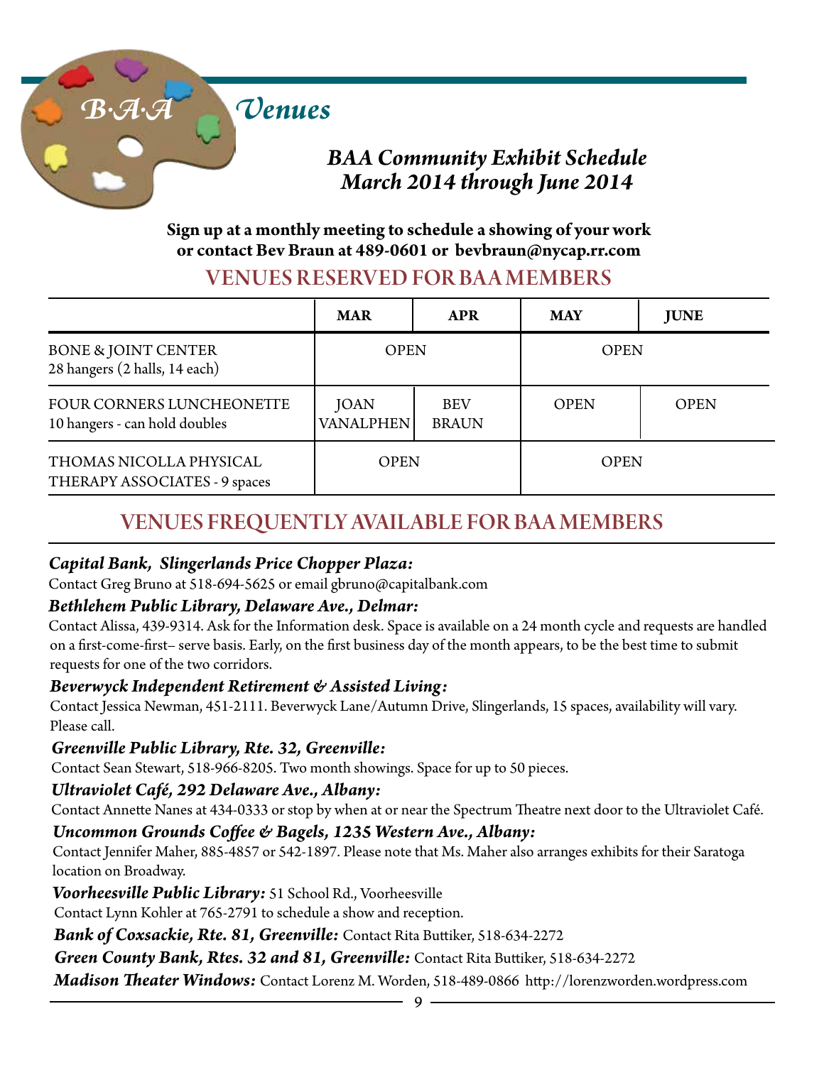# B·A·A Venues

## BAA Community Exhibit Schedule
## March 2014 through June 2014

**Sign up at a monthly meeting to schedule a showing of your work or contact Bev Braun at 489-0601 or bevbraun@nycap.rr.com**

## VENUES RESERVED FOR BAA MEMBERS

| | MAR | APR | MAY | JUNE |
|---|---|---|---|---|
| BONE & JOINT CENTER<br>28 hangers (2 halls, 14 each) | OPEN | | OPEN | |
| FOUR CORNERS LUNCHEONETTE<br>10 hangers - can hold doubles | JOAN VANALPHEN | BEV BRAUN | OPEN | OPEN |
| THOMAS NICOLLA PHYSICAL THERAPY ASSOCIATES - 9 spaces | OPEN | | OPEN | |

## VENUES FREQUENTLY AVAILABLE FOR BAA MEMBERS

***Capital Bank, Slingerlands Price Chopper Plaza:***
Contact Greg Bruno at 518-694-5625 or email gbruno@capitalbank.com

***Bethlehem Public Library, Delaware Ave., Delmar:***
Contact Alissa, 439-9314. Ask for the Information desk. Space is available on a 24 month cycle and requests are handled on a first-come-first– serve basis. Early, on the first business day of the month appears, to be the best time to submit requests for one of the two corridors.

***Beverwyck Independent Retirement & Assisted Living:***
Contact Jessica Newman, 451-2111. Beverwyck Lane/Autumn Drive, Slingerlands, 15 spaces, availability will vary. Please call.

***Greenville Public Library, Rte. 32, Greenville:***
Contact Sean Stewart, 518-966-8205. Two month showings. Space for up to 50 pieces.

***Ultraviolet Café, 292 Delaware Ave., Albany:***
Contact Annette Nanes at 434-0333 or stop by when at or near the Spectrum Theatre next door to the Ultraviolet Café.

***Uncommon Grounds Coffee & Bagels, 1235 Western Ave., Albany:***
Contact Jennifer Maher, 885-4857 or 542-1897. Please note that Ms. Maher also arranges exhibits for their Saratoga location on Broadway.

***Voorheesville Public Library:*** 51 School Rd., Voorheesville
Contact Lynn Kohler at 765-2791 to schedule a show and reception.

***Bank of Coxsackie, Rte. 81, Greenville:*** Contact Rita Buttiker, 518-634-2272

***Green County Bank, Rtes. 32 and 81, Greenville:*** Contact Rita Buttiker, 518-634-2272

***Madison Theater Windows:*** Contact Lorenz M. Worden, 518-489-0866 http://lorenzworden.wordpress.com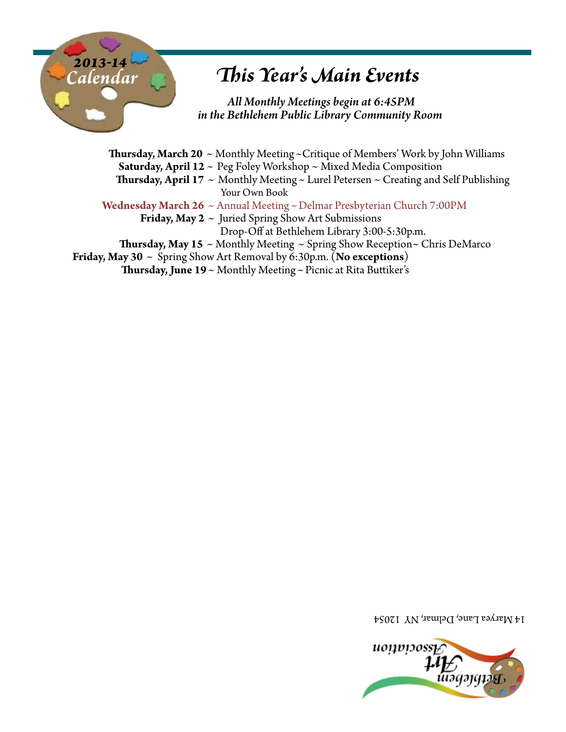**2013-14 Calendar**

# This Year's Main Events

***All Monthly Meetings begin at 6:45PM in the Bethlehem Public Library Community Room***

**Thursday, March 20** ~ Monthly Meeting ~Critique of Members' Work by John Williams
**Saturday, April 12** ~ Peg Foley Workshop ~ Mixed Media Composition
**Thursday, April 17** ~ Monthly Meeting ~ Lurel Petersen ~ Creating and Self Publishing Your Own Book
**Wednesday March 26** ~ Annual Meeting ~ Delmar Presbyterian Church 7:00PM
**Friday, May 2** ~ Juried Spring Show Art Submissions Drop-Off at Bethlehem Library 3:00-5:30p.m.
**Thursday, May 15** ~ Monthly Meeting ~ Spring Show Reception~ Chris DeMarco
**Friday, May 30** ~ Spring Show Art Removal by 6:30p.m. (**No exceptions**)
**Thursday, June 19** ~ Monthly Meeting ~ Picnic at Rita Buttiker's

14 Maryea Lane, Delmar, NY 12054

Bethlehem Art Association